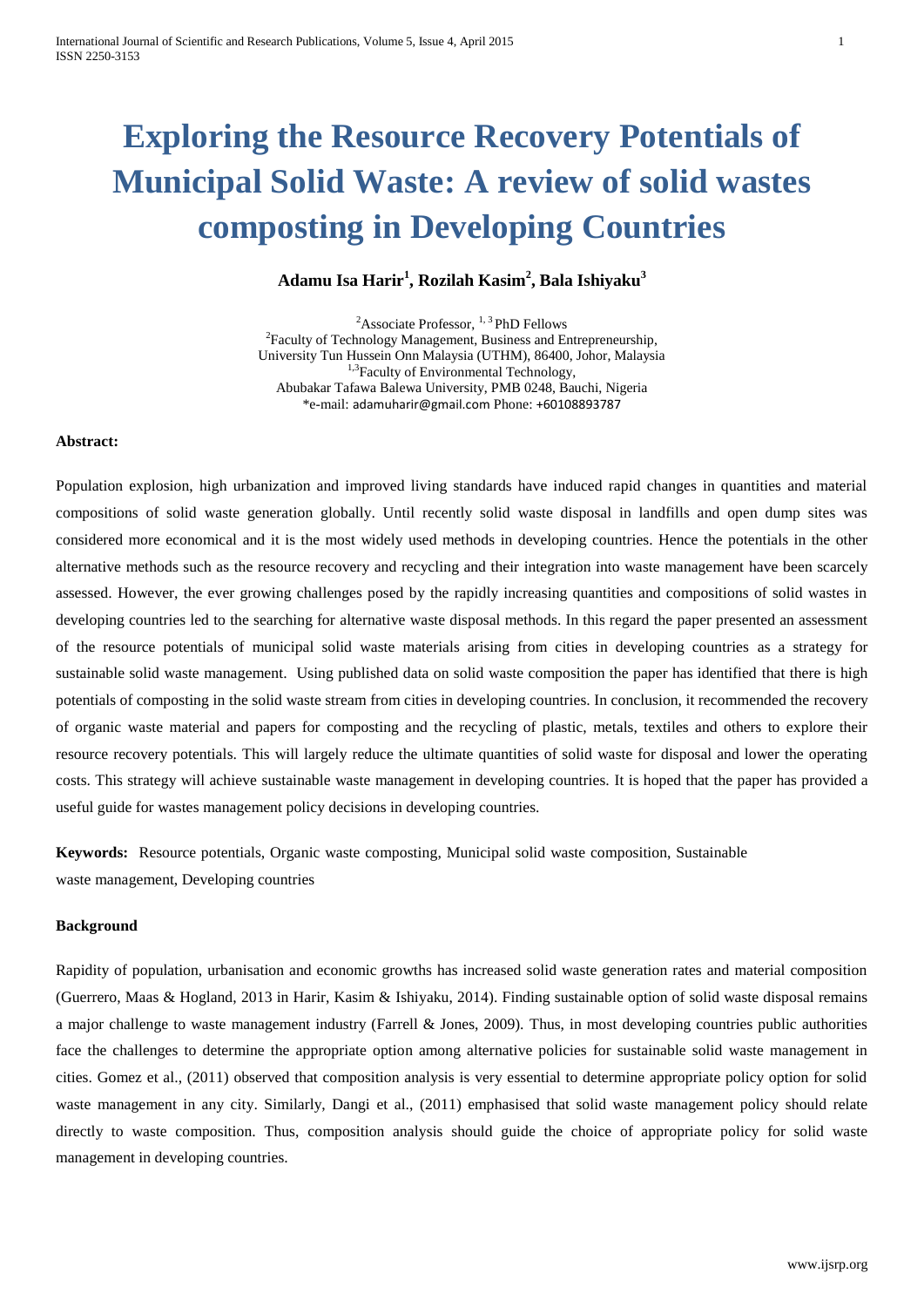# Exploring the Resource Recovery Potentials of Municipal Solid Waste: A review of solid wastes composting in Developing Countries

**Adamu Isa Harir[1], Rozilah Kasim[2], Bala Ishiyaku[3]**

[2]Associate Professor, [1, 3] PhD Fellows
[2]Faculty of Technology Management, Business and Entrepreneurship,
University Tun Hussein Onn Malaysia (UTHM), 86400, Johor, Malaysia
[1,3]Faculty of Environmental Technology,
Abubakar Tafawa Balewa University, PMB 0248, Bauchi, Nigeria
*e-mail: adamuharir@gmail.com Phone: +60108893787

**Abstract:**

Population explosion, high urbanization and improved living standards have induced rapid changes in quantities and material compositions of solid waste generation globally. Until recently solid waste disposal in landfills and open dump sites was considered more economical and it is the most widely used methods in developing countries. Hence the potentials in the other alternative methods such as the resource recovery and recycling and their integration into waste management have been scarcely assessed. However, the ever growing challenges posed by the rapidly increasing quantities and compositions of solid wastes in developing countries led to the searching for alternative waste disposal methods. In this regard the paper presented an assessment of the resource potentials of municipal solid waste materials arising from cities in developing countries as a strategy for sustainable solid waste management. Using published data on solid waste composition the paper has identified that there is high potentials of composting in the solid waste stream from cities in developing countries. In conclusion, it recommended the recovery of organic waste material and papers for composting and the recycling of plastic, metals, textiles and others to explore their resource recovery potentials. This will largely reduce the ultimate quantities of solid waste for disposal and lower the operating costs. This strategy will achieve sustainable waste management in developing countries. It is hoped that the paper has provided a useful guide for wastes management policy decisions in developing countries.

**Keywords:** Resource potentials, Organic waste composting, Municipal solid waste composition, Sustainable waste management, Developing countries

**Background**

Rapidity of population, urbanisation and economic growths has increased solid waste generation rates and material composition (Guerrero, Maas & Hogland, 2013 in Harir, Kasim & Ishiyaku, 2014). Finding sustainable option of solid waste disposal remains a major challenge to waste management industry (Farrell & Jones, 2009). Thus, in most developing countries public authorities face the challenges to determine the appropriate option among alternative policies for sustainable solid waste management in cities. Gomez et al., (2011) observed that composition analysis is very essential to determine appropriate policy option for solid waste management in any city. Similarly, Dangi et al., (2011) emphasised that solid waste management policy should relate directly to waste composition. Thus, composition analysis should guide the choice of appropriate policy for solid waste management in developing countries.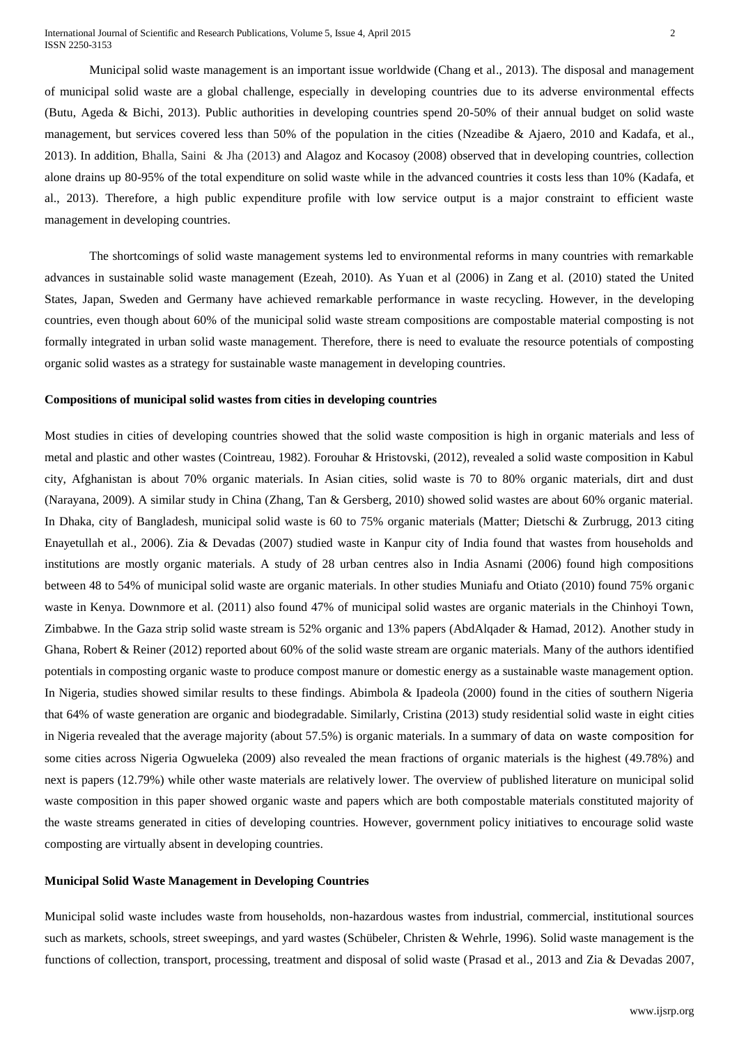Municipal solid waste management is an important issue worldwide (Chang et al., 2013). The disposal and management of municipal solid waste are a global challenge, especially in developing countries due to its adverse environmental effects (Butu, Ageda & Bichi, 2013). Public authorities in developing countries spend 20-50% of their annual budget on solid waste management, but services covered less than 50% of the population in the cities (Nzeadibe & Ajaero, 2010 and Kadafa, et al., 2013). In addition, Bhalla, Saini & Jha (2013) and Alagoz and Kocasoy (2008) observed that in developing countries, collection alone drains up 80-95% of the total expenditure on solid waste while in the advanced countries it costs less than 10% (Kadafa, et al., 2013). Therefore, a high public expenditure profile with low service output is a major constraint to efficient waste management in developing countries.

The shortcomings of solid waste management systems led to environmental reforms in many countries with remarkable advances in sustainable solid waste management (Ezeah, 2010). As Yuan et al (2006) in Zang et al. (2010) stated the United States, Japan, Sweden and Germany have achieved remarkable performance in waste recycling. However, in the developing countries, even though about 60% of the municipal solid waste stream compositions are compostable material composting is not formally integrated in urban solid waste management. Therefore, there is need to evaluate the resource potentials of composting organic solid wastes as a strategy for sustainable waste management in developing countries.

### Compositions of municipal solid wastes from cities in developing countries

Most studies in cities of developing countries showed that the solid waste composition is high in organic materials and less of metal and plastic and other wastes (Cointreau, 1982). Forouhar & Hristovski, (2012), revealed a solid waste composition in Kabul city, Afghanistan is about 70% organic materials. In Asian cities, solid waste is 70 to 80% organic materials, dirt and dust (Narayana, 2009). A similar study in China (Zhang, Tan & Gersberg, 2010) showed solid wastes are about 60% organic material. In Dhaka, city of Bangladesh, municipal solid waste is 60 to 75% organic materials (Matter; Dietschi & Zurbrugg, 2013 citing Enayetullah et al., 2006). Zia & Devadas (2007) studied waste in Kanpur city of India found that wastes from households and institutions are mostly organic materials. A study of 28 urban centres also in India Asnami (2006) found high compositions between 48 to 54% of municipal solid waste are organic materials. In other studies Muniafu and Otiato (2010) found 75% organic waste in Kenya. Downmore et al. (2011) also found 47% of municipal solid wastes are organic materials in the Chinhoyi Town, Zimbabwe. In the Gaza strip solid waste stream is 52% organic and 13% papers (AbdAlqader & Hamad, 2012). Another study in Ghana, Robert & Reiner (2012) reported about 60% of the solid waste stream are organic materials. Many of the authors identified potentials in composting organic waste to produce compost manure or domestic energy as a sustainable waste management option. In Nigeria, studies showed similar results to these findings. Abimbola & Ipadeola (2000) found in the cities of southern Nigeria that 64% of waste generation are organic and biodegradable. Similarly, Cristina (2013) study residential solid waste in eight cities in Nigeria revealed that the average majority (about 57.5%) is organic materials. In a summary of data on waste composition for some cities across Nigeria Ogwueleka (2009) also revealed the mean fractions of organic materials is the highest (49.78%) and next is papers (12.79%) while other waste materials are relatively lower. The overview of published literature on municipal solid waste composition in this paper showed organic waste and papers which are both compostable materials constituted majority of the waste streams generated in cities of developing countries. However, government policy initiatives to encourage solid waste composting are virtually absent in developing countries.

### Municipal Solid Waste Management in Developing Countries

Municipal solid waste includes waste from households, non-hazardous wastes from industrial, commercial, institutional sources such as markets, schools, street sweepings, and yard wastes (Schübeler, Christen & Wehrle, 1996). Solid waste management is the functions of collection, transport, processing, treatment and disposal of solid waste (Prasad et al., 2013 and Zia & Devadas 2007,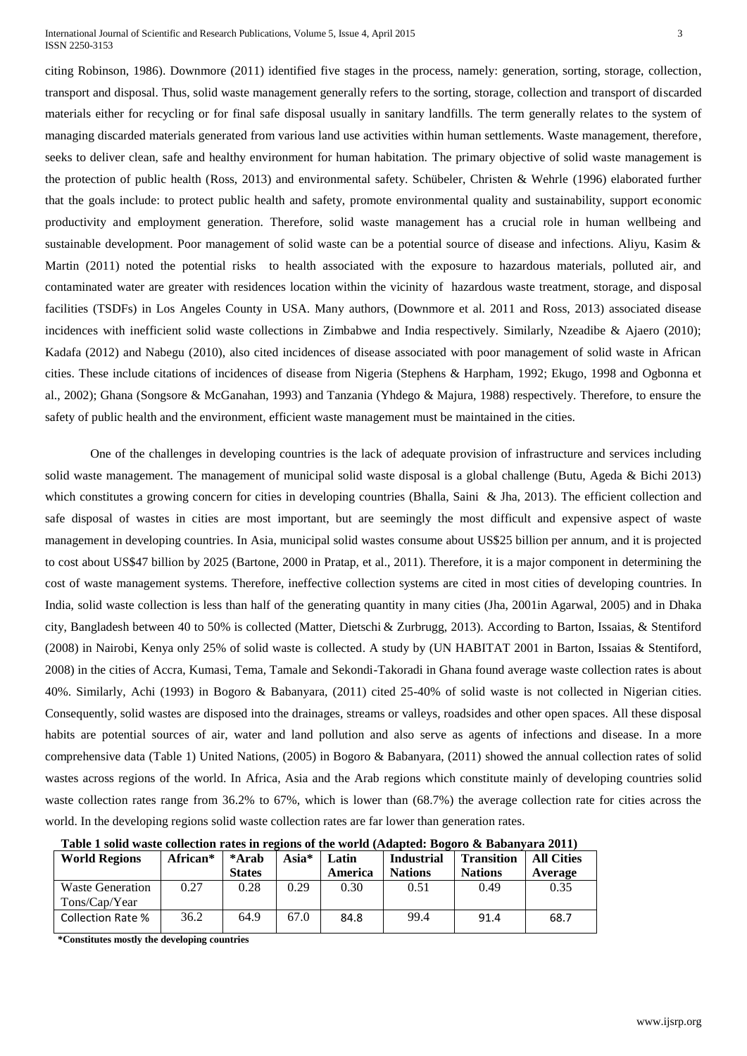citing Robinson, 1986). Downmore (2011) identified five stages in the process, namely: generation, sorting, storage, collection, transport and disposal. Thus, solid waste management generally refers to the sorting, storage, collection and transport of discarded materials either for recycling or for final safe disposal usually in sanitary landfills. The term generally relates to the system of managing discarded materials generated from various land use activities within human settlements. Waste management, therefore, seeks to deliver clean, safe and healthy environment for human habitation. The primary objective of solid waste management is the protection of public health (Ross, 2013) and environmental safety. Schübeler, Christen & Wehrle (1996) elaborated further that the goals include: to protect public health and safety, promote environmental quality and sustainability, support economic productivity and employment generation. Therefore, solid waste management has a crucial role in human wellbeing and sustainable development. Poor management of solid waste can be a potential source of disease and infections. Aliyu, Kasim & Martin (2011) noted the potential risks to health associated with the exposure to hazardous materials, polluted air, and contaminated water are greater with residences location within the vicinity of hazardous waste treatment, storage, and disposal facilities (TSDFs) in Los Angeles County in USA. Many authors, (Downmore et al. 2011 and Ross, 2013) associated disease incidences with inefficient solid waste collections in Zimbabwe and India respectively. Similarly, Nzeadibe & Ajaero (2010); Kadafa (2012) and Nabegu (2010), also cited incidences of disease associated with poor management of solid waste in African cities. These include citations of incidences of disease from Nigeria (Stephens & Harpham, 1992; Ekugo, 1998 and Ogbonna et al., 2002); Ghana (Songsore & McGanahan, 1993) and Tanzania (Yhdego & Majura, 1988) respectively. Therefore, to ensure the safety of public health and the environment, efficient waste management must be maintained in the cities.

One of the challenges in developing countries is the lack of adequate provision of infrastructure and services including solid waste management. The management of municipal solid waste disposal is a global challenge (Butu, Ageda & Bichi 2013) which constitutes a growing concern for cities in developing countries (Bhalla, Saini & Jha, 2013). The efficient collection and safe disposal of wastes in cities are most important, but are seemingly the most difficult and expensive aspect of waste management in developing countries. In Asia, municipal solid wastes consume about US$25 billion per annum, and it is projected to cost about US$47 billion by 2025 (Bartone, 2000 in Pratap, et al., 2011). Therefore, it is a major component in determining the cost of waste management systems. Therefore, ineffective collection systems are cited in most cities of developing countries. In India, solid waste collection is less than half of the generating quantity in many cities (Jha, 2001in Agarwal, 2005) and in Dhaka city, Bangladesh between 40 to 50% is collected (Matter, Dietschi & Zurbrugg, 2013). According to Barton, Issaias, & Stentiford (2008) in Nairobi, Kenya only 25% of solid waste is collected. A study by (UN HABITAT 2001 in Barton, Issaias & Stentiford, 2008) in the cities of Accra, Kumasi, Tema, Tamale and Sekondi-Takoradi in Ghana found average waste collection rates is about 40%. Similarly, Achi (1993) in Bogoro & Babanyara, (2011) cited 25-40% of solid waste is not collected in Nigerian cities. Consequently, solid wastes are disposed into the drainages, streams or valleys, roadsides and other open spaces. All these disposal habits are potential sources of air, water and land pollution and also serve as agents of infections and disease. In a more comprehensive data (Table 1) United Nations, (2005) in Bogoro & Babanyara, (2011) showed the annual collection rates of solid wastes across regions of the world. In Africa, Asia and the Arab regions which constitute mainly of developing countries solid waste collection rates range from 36.2% to 67%, which is lower than (68.7%) the average collection rate for cities across the world. In the developing regions solid waste collection rates are far lower than generation rates.

**Table 1 solid waste collection rates in regions of the world (Adapted: Bogoro & Babanyara 2011)**

| World Regions | African* | *Arab States | Asia* | Latin America | Industrial Nations | Transition Nations | All Cities Average |
|---|---|---|---|---|---|---|---|
| Waste Generation Tons/Cap/Year | 0.27 | 0.28 | 0.29 | 0.30 | 0.51 | 0.49 | 0.35 |
| Collection Rate % | 36.2 | 64.9 | 67.0 | 84.8 | 99.4 | 91.4 | 68.7 |

**\*Constitutes mostly the developing countries**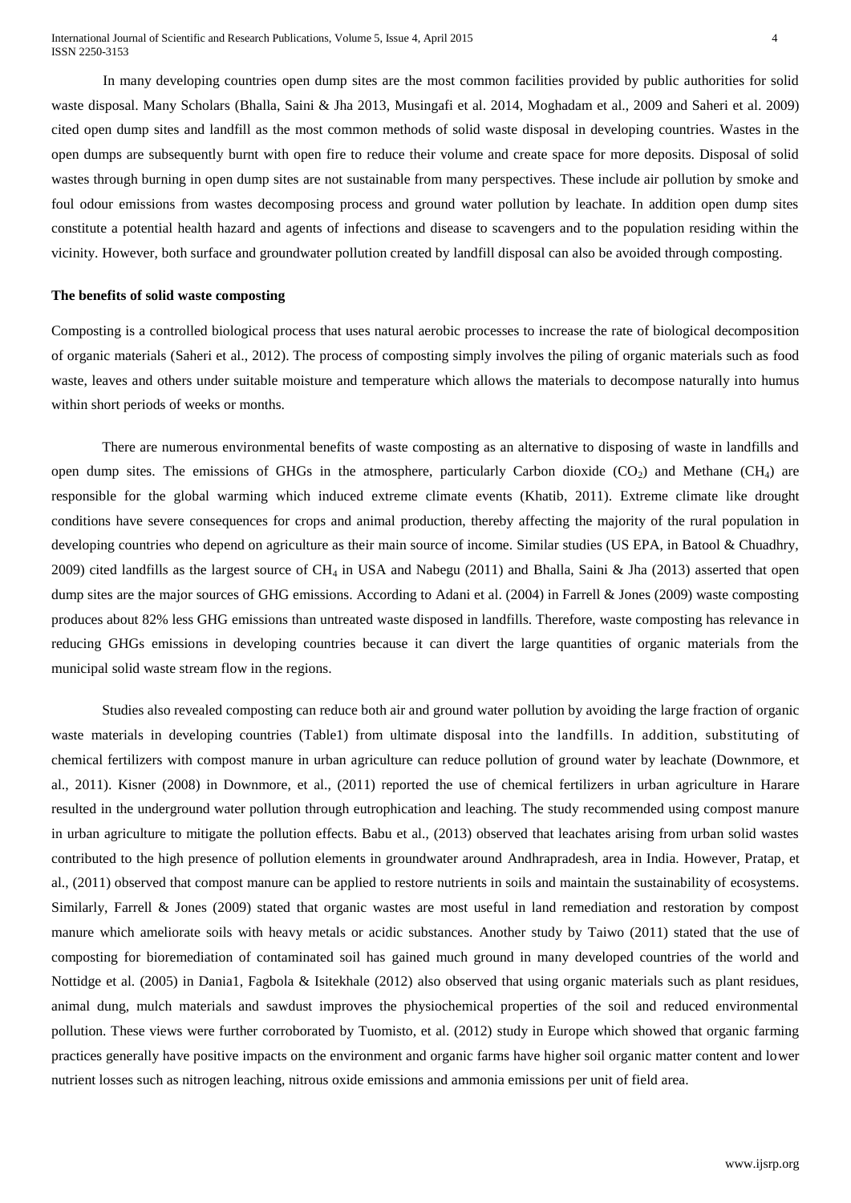In many developing countries open dump sites are the most common facilities provided by public authorities for solid waste disposal. Many Scholars (Bhalla, Saini & Jha 2013, Musingafi et al. 2014, Moghadam et al., 2009 and Saheri et al. 2009) cited open dump sites and landfill as the most common methods of solid waste disposal in developing countries. Wastes in the open dumps are subsequently burnt with open fire to reduce their volume and create space for more deposits. Disposal of solid wastes through burning in open dump sites are not sustainable from many perspectives. These include air pollution by smoke and foul odour emissions from wastes decomposing process and ground water pollution by leachate. In addition open dump sites constitute a potential health hazard and agents of infections and disease to scavengers and to the population residing within the vicinity. However, both surface and groundwater pollution created by landfill disposal can also be avoided through composting.

### The benefits of solid waste composting

Composting is a controlled biological process that uses natural aerobic processes to increase the rate of biological decomposition of organic materials (Saheri et al., 2012). The process of composting simply involves the piling of organic materials such as food waste, leaves and others under suitable moisture and temperature which allows the materials to decompose naturally into humus within short periods of weeks or months.

There are numerous environmental benefits of waste composting as an alternative to disposing of waste in landfills and open dump sites. The emissions of GHGs in the atmosphere, particularly Carbon dioxide ($CO_2$) and Methane ($CH_4$) are responsible for the global warming which induced extreme climate events (Khatib, 2011). Extreme climate like drought conditions have severe consequences for crops and animal production, thereby affecting the majority of the rural population in developing countries who depend on agriculture as their main source of income. Similar studies (US EPA, in Batool & Chuadhry, 2009) cited landfills as the largest source of $CH_4$ in USA and Nabegu (2011) and Bhalla, Saini & Jha (2013) asserted that open dump sites are the major sources of GHG emissions. According to Adani et al. (2004) in Farrell & Jones (2009) waste composting produces about 82% less GHG emissions than untreated waste disposed in landfills. Therefore, waste composting has relevance in reducing GHGs emissions in developing countries because it can divert the large quantities of organic materials from the municipal solid waste stream flow in the regions.

Studies also revealed composting can reduce both air and ground water pollution by avoiding the large fraction of organic waste materials in developing countries (Table1) from ultimate disposal into the landfills. In addition, substituting of chemical fertilizers with compost manure in urban agriculture can reduce pollution of ground water by leachate (Downmore, et al., 2011). Kisner (2008) in Downmore, et al., (2011) reported the use of chemical fertilizers in urban agriculture in Harare resulted in the underground water pollution through eutrophication and leaching. The study recommended using compost manure in urban agriculture to mitigate the pollution effects. Babu et al., (2013) observed that leachates arising from urban solid wastes contributed to the high presence of pollution elements in groundwater around Andhrapradesh, area in India. However, Pratap, et al., (2011) observed that compost manure can be applied to restore nutrients in soils and maintain the sustainability of ecosystems. Similarly, Farrell & Jones (2009) stated that organic wastes are most useful in land remediation and restoration by compost manure which ameliorate soils with heavy metals or acidic substances. Another study by Taiwo (2011) stated that the use of composting for bioremediation of contaminated soil has gained much ground in many developed countries of the world and Nottidge et al. (2005) in Dania1, Fagbola & Isitekhale (2012) also observed that using organic materials such as plant residues, animal dung, mulch materials and sawdust improves the physiochemical properties of the soil and reduced environmental pollution. These views were further corroborated by Tuomisto, et al. (2012) study in Europe which showed that organic farming practices generally have positive impacts on the environment and organic farms have higher soil organic matter content and lower nutrient losses such as nitrogen leaching, nitrous oxide emissions and ammonia emissions per unit of field area.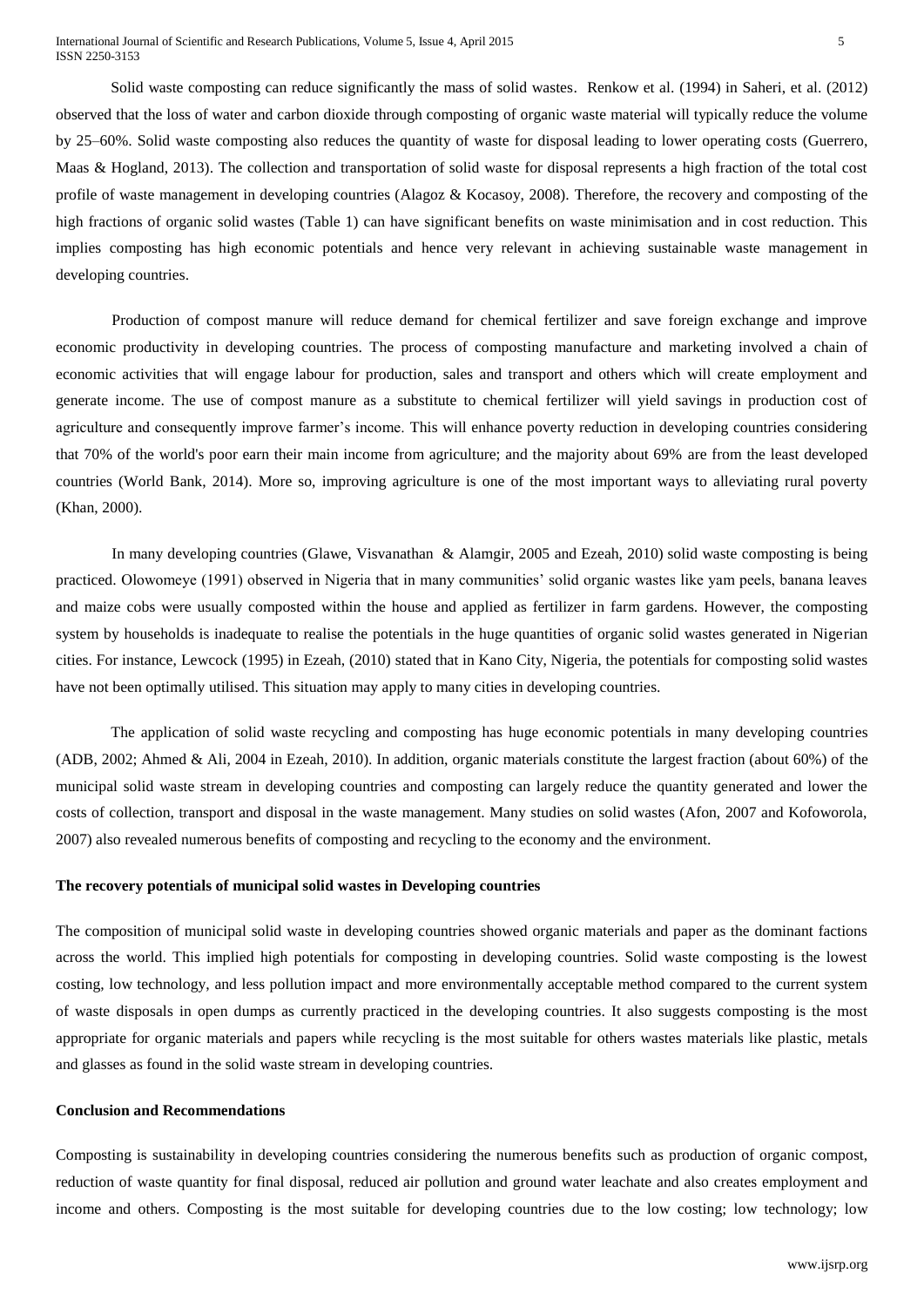Solid waste composting can reduce significantly the mass of solid wastes. Renkow et al. (1994) in Saheri, et al. (2012) observed that the loss of water and carbon dioxide through composting of organic waste material will typically reduce the volume by 25–60%. Solid waste composting also reduces the quantity of waste for disposal leading to lower operating costs (Guerrero, Maas & Hogland, 2013). The collection and transportation of solid waste for disposal represents a high fraction of the total cost profile of waste management in developing countries (Alagoz & Kocasoy, 2008). Therefore, the recovery and composting of the high fractions of organic solid wastes (Table 1) can have significant benefits on waste minimisation and in cost reduction. This implies composting has high economic potentials and hence very relevant in achieving sustainable waste management in developing countries.

Production of compost manure will reduce demand for chemical fertilizer and save foreign exchange and improve economic productivity in developing countries. The process of composting manufacture and marketing involved a chain of economic activities that will engage labour for production, sales and transport and others which will create employment and generate income. The use of compost manure as a substitute to chemical fertilizer will yield savings in production cost of agriculture and consequently improve farmer's income. This will enhance poverty reduction in developing countries considering that 70% of the world's poor earn their main income from agriculture; and the majority about 69% are from the least developed countries (World Bank, 2014). More so, improving agriculture is one of the most important ways to alleviating rural poverty (Khan, 2000).

In many developing countries (Glawe, Visvanathan & Alamgir, 2005 and Ezeah, 2010) solid waste composting is being practiced. Olowomeye (1991) observed in Nigeria that in many communities' solid organic wastes like yam peels, banana leaves and maize cobs were usually composted within the house and applied as fertilizer in farm gardens. However, the composting system by households is inadequate to realise the potentials in the huge quantities of organic solid wastes generated in Nigerian cities. For instance, Lewcock (1995) in Ezeah, (2010) stated that in Kano City, Nigeria, the potentials for composting solid wastes have not been optimally utilised. This situation may apply to many cities in developing countries.

The application of solid waste recycling and composting has huge economic potentials in many developing countries (ADB, 2002; Ahmed & Ali, 2004 in Ezeah, 2010). In addition, organic materials constitute the largest fraction (about 60%) of the municipal solid waste stream in developing countries and composting can largely reduce the quantity generated and lower the costs of collection, transport and disposal in the waste management. Many studies on solid wastes (Afon, 2007 and Kofoworola, 2007) also revealed numerous benefits of composting and recycling to the economy and the environment.

**The recovery potentials of municipal solid wastes in Developing countries**

The composition of municipal solid waste in developing countries showed organic materials and paper as the dominant factions across the world. This implied high potentials for composting in developing countries. Solid waste composting is the lowest costing, low technology, and less pollution impact and more environmentally acceptable method compared to the current system of waste disposals in open dumps as currently practiced in the developing countries. It also suggests composting is the most appropriate for organic materials and papers while recycling is the most suitable for others wastes materials like plastic, metals and glasses as found in the solid waste stream in developing countries.

**Conclusion and Recommendations**

Composting is sustainability in developing countries considering the numerous benefits such as production of organic compost, reduction of waste quantity for final disposal, reduced air pollution and ground water leachate and also creates employment and income and others. Composting is the most suitable for developing countries due to the low costing; low technology; low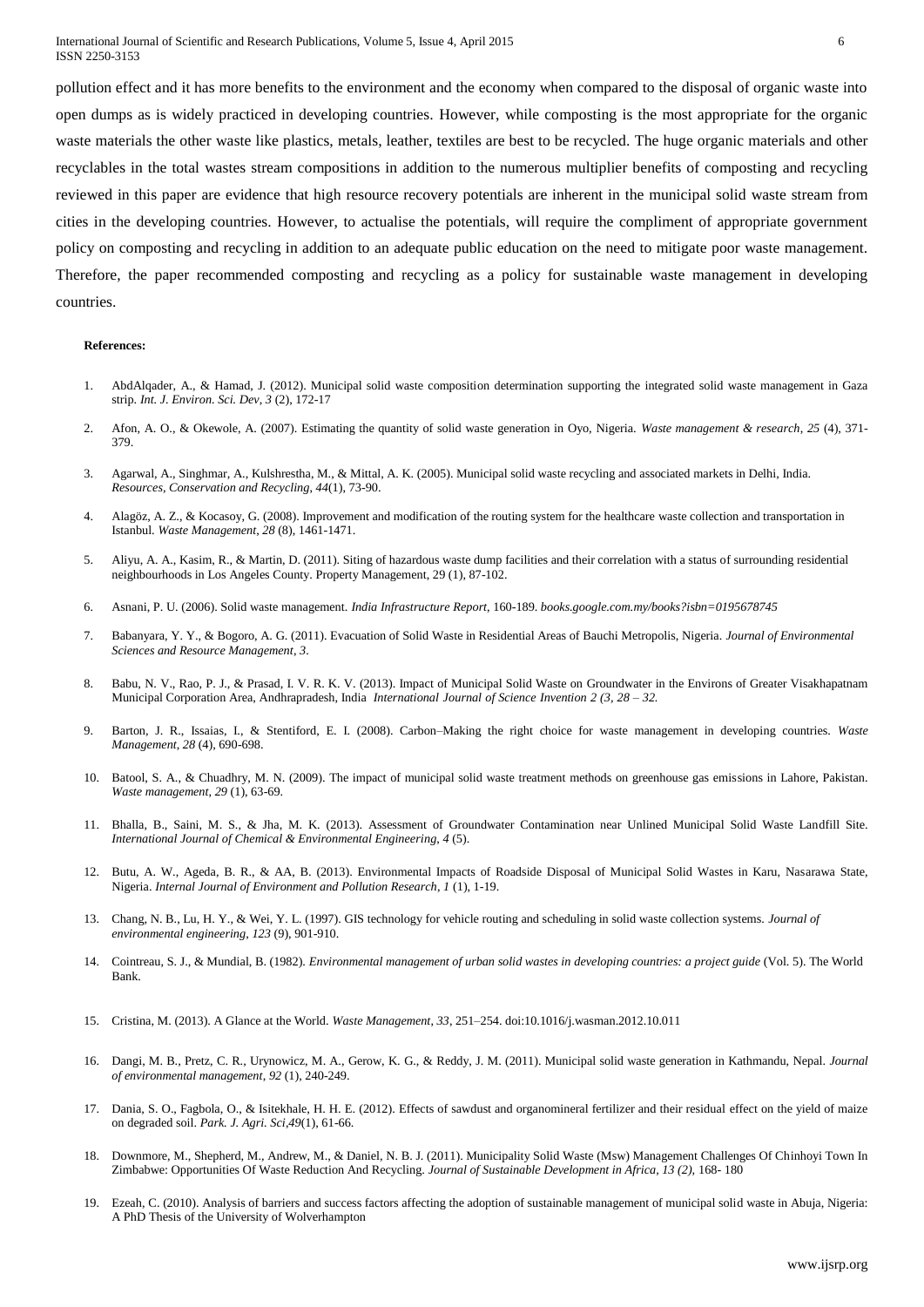pollution effect and it has more benefits to the environment and the economy when compared to the disposal of organic waste into open dumps as is widely practiced in developing countries. However, while composting is the most appropriate for the organic waste materials the other waste like plastics, metals, leather, textiles are best to be recycled. The huge organic materials and other recyclables in the total wastes stream compositions in addition to the numerous multiplier benefits of composting and recycling reviewed in this paper are evidence that high resource recovery potentials are inherent in the municipal solid waste stream from cities in the developing countries. However, to actualise the potentials, will require the compliment of appropriate government policy on composting and recycling in addition to an adequate public education on the need to mitigate poor waste management. Therefore, the paper recommended composting and recycling as a policy for sustainable waste management in developing countries.

**References:**

1. AbdAlqader, A., & Hamad, J. (2012). Municipal solid waste composition determination supporting the integrated solid waste management in Gaza strip. *Int. J. Environ. Sci. Dev*, *3* (2), 172-17
2. Afon, A. O., & Okewole, A. (2007). Estimating the quantity of solid waste generation in Oyo, Nigeria. *Waste management & research*, *25* (4), 371-379.
3. Agarwal, A., Singhmar, A., Kulshrestha, M., & Mittal, A. K. (2005). Municipal solid waste recycling and associated markets in Delhi, India. *Resources, Conservation and Recycling*, *44*(1), 73-90.
4. Alagöz, A. Z., & Kocasoy, G. (2008). Improvement and modification of the routing system for the healthcare waste collection and transportation in Istanbul. *Waste Management*, *28* (8), 1461-1471.
5. Aliyu, A. A., Kasim, R., & Martin, D. (2011). Siting of hazardous waste dump facilities and their correlation with a status of surrounding residential neighbourhoods in Los Angeles County. Property Management, 29 (1), 87-102.
6. Asnani, P. U. (2006). Solid waste management. *India Infrastructure Report*, 160-189. *books.google.com.my/books?isbn=0195678745*
7. Babanyara, Y. Y., & Bogoro, A. G. (2011). Evacuation of Solid Waste in Residential Areas of Bauchi Metropolis, Nigeria. *Journal of Environmental Sciences and Resource Management*, *3*.
8. Babu, N. V., Rao, P. J., & Prasad, I. V. R. K. V. (2013). Impact of Municipal Solid Waste on Groundwater in the Environs of Greater Visakhapatnam Municipal Corporation Area, Andhrapradesh, India *International Journal of Science Invention 2 (3, 28 – 32.*
9. Barton, J. R., Issaias, I., & Stentiford, E. I. (2008). Carbon–Making the right choice for waste management in developing countries. *Waste Management*, *28* (4), 690-698.
10. Batool, S. A., & Chuadhry, M. N. (2009). The impact of municipal solid waste treatment methods on greenhouse gas emissions in Lahore, Pakistan. *Waste management*, *29* (1), 63-69.
11. Bhalla, B., Saini, M. S., & Jha, M. K. (2013). Assessment of Groundwater Contamination near Unlined Municipal Solid Waste Landfill Site. *International Journal of Chemical & Environmental Engineering*, *4* (5).
12. Butu, A. W., Ageda, B. R., & AA, B. (2013). Environmental Impacts of Roadside Disposal of Municipal Solid Wastes in Karu, Nasarawa State, Nigeria. *Internal Journal of Environment and Pollution Research*, *1* (1), 1-19.
13. Chang, N. B., Lu, H. Y., & Wei, Y. L. (1997). GIS technology for vehicle routing and scheduling in solid waste collection systems. *Journal of environmental engineering*, *123* (9), 901-910.
14. Cointreau, S. J., & Mundial, B. (1982). *Environmental management of urban solid wastes in developing countries: a project guide* (Vol. 5). The World Bank.
15. Cristina, M. (2013). A Glance at the World. *Waste Management*, *33*, 251–254. doi:10.1016/j.wasman.2012.10.011
16. Dangi, M. B., Pretz, C. R., Urynowicz, M. A., Gerow, K. G., & Reddy, J. M. (2011). Municipal solid waste generation in Kathmandu, Nepal. *Journal of environmental management*, *92* (1), 240-249.
17. Dania, S. O., Fagbola, O., & Isitekhale, H. H. E. (2012). Effects of sawdust and organomineral fertilizer and their residual effect on the yield of maize on degraded soil. *Park. J. Agri. Sci*,*49*(1), 61-66.
18. Downmore, M., Shepherd, M., Andrew, M., & Daniel, N. B. J. (2011). Municipality Solid Waste (Msw) Management Challenges Of Chinhoyi Town In Zimbabwe: Opportunities Of Waste Reduction And Recycling. *Journal of Sustainable Development in Africa, 13 (2),* 168- 180
19. Ezeah, C. (2010). Analysis of barriers and success factors affecting the adoption of sustainable management of municipal solid waste in Abuja, Nigeria: A PhD Thesis of the University of Wolverhampton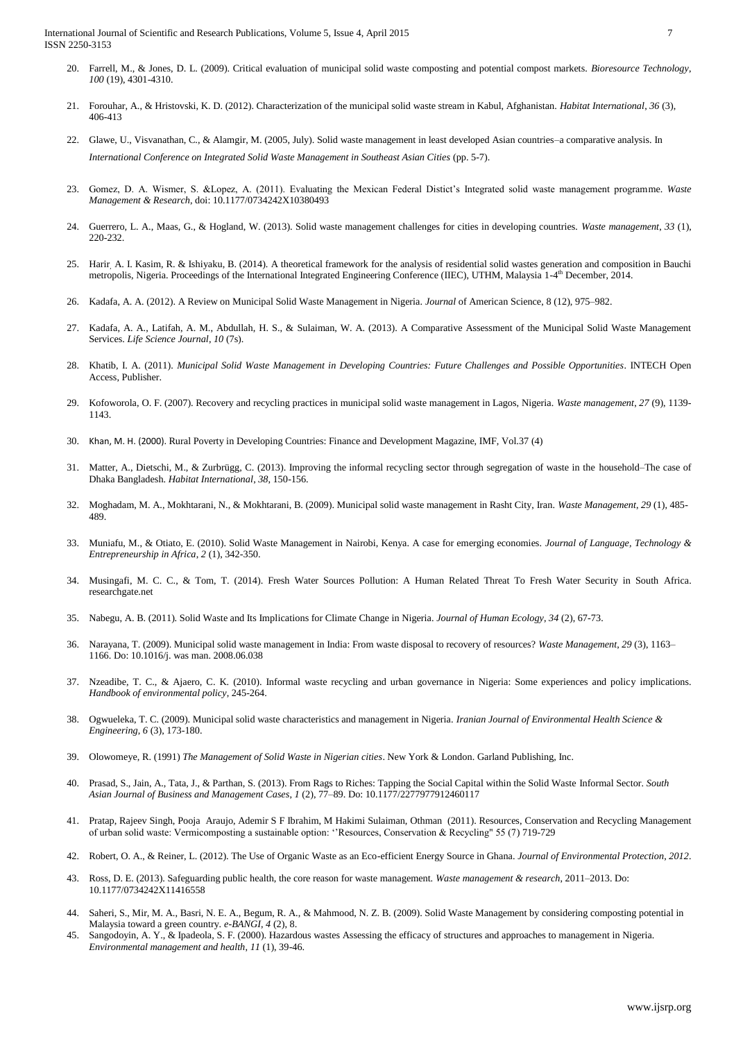20. Farrell, M., & Jones, D. L. (2009). Critical evaluation of municipal solid waste composting and potential compost markets. *Bioresource Technology*, *100* (19), 4301-4310.

21. Forouhar, A., & Hristovski, K. D. (2012). Characterization of the municipal solid waste stream in Kabul, Afghanistan. *Habitat International*, *36* (3), 406-413

22. Glawe, U., Visvanathan, C., & Alamgir, M. (2005, July). Solid waste management in least developed Asian countries–a comparative analysis. In *International Conference on Integrated Solid Waste Management in Southeast Asian Cities* (pp. 5-7).

23. Gomez, D. A. Wismer, S. &Lopez, A. (2011). Evaluating the Mexican Federal Distict's Integrated solid waste management programme. *Waste Management & Research*, doi: 10.1177/0734242X10380493

24. Guerrero, L. A., Maas, G., & Hogland, W. (2013). Solid waste management challenges for cities in developing countries. *Waste management*, *33* (1), 220-232.

25. Harir, A. I. Kasim, R. & Ishiyaku, B. (2014). A theoretical framework for the analysis of residential solid wastes generation and composition in Bauchi metropolis, Nigeria. Proceedings of the International Integrated Engineering Conference (IIEC), UTHM, Malaysia 1-4th December, 2014.

26. Kadafa, A. A. (2012). A Review on Municipal Solid Waste Management in Nigeria. *Journal* of American Science, 8 (12), 975–982.

27. Kadafa, A. A., Latifah, A. M., Abdullah, H. S., & Sulaiman, W. A. (2013). A Comparative Assessment of the Municipal Solid Waste Management Services. *Life Science Journal*, *10* (7s).

28. Khatib, I. A. (2011). *Municipal Solid Waste Management in Developing Countries: Future Challenges and Possible Opportunities*. INTECH Open Access, Publisher.

29. Kofoworola, O. F. (2007). Recovery and recycling practices in municipal solid waste management in Lagos, Nigeria. *Waste management*, *27* (9), 1139-1143.

30. Khan, M. H. (2000). Rural Poverty in Developing Countries: Finance and Development Magazine, IMF, Vol.37 (4)

31. Matter, A., Dietschi, M., & Zurbrügg, C. (2013). Improving the informal recycling sector through segregation of waste in the household–The case of Dhaka Bangladesh. *Habitat International*, *38*, 150-156.

32. Moghadam, M. A., Mokhtarani, N., & Mokhtarani, B. (2009). Municipal solid waste management in Rasht City, Iran. *Waste Management*, *29* (1), 485-489.

33. Muniafu, M., & Otiato, E. (2010). Solid Waste Management in Nairobi, Kenya. A case for emerging economies. *Journal of Language, Technology & Entrepreneurship in Africa*, *2* (1), 342-350.

34. Musingafi, M. C. C., & Tom, T. (2014). Fresh Water Sources Pollution: A Human Related Threat To Fresh Water Security in South Africa. researchgate.net

35. Nabegu, A. B. (2011). Solid Waste and Its Implications for Climate Change in Nigeria. *Journal of Human Ecology*, *34* (2), 67-73.

36. Narayana, T. (2009). Municipal solid waste management in India: From waste disposal to recovery of resources? *Waste Management*, *29* (3), 1163–1166. Do: 10.1016/j. was man. 2008.06.038

37. Nzeadibe, T. C., & Ajaero, C. K. (2010). Informal waste recycling and urban governance in Nigeria: Some experiences and policy implications. *Handbook of environmental policy*, 245-264.

38. Ogwueleka, T. C. (2009). Municipal solid waste characteristics and management in Nigeria. *Iranian Journal of Environmental Health Science & Engineering*, *6* (3), 173-180.

39. Olowomeye, R. (1991) *The Management of Solid Waste in Nigerian cities*. New York & London. Garland Publishing, Inc.

40. Prasad, S., Jain, A., Tata, J., & Parthan, S. (2013). From Rags to Riches: Tapping the Social Capital within the Solid Waste Informal Sector. *South Asian Journal of Business and Management Cases*, *1* (2), 77–89. Do: 10.1177/2277977912460117

41. Pratap, Rajeev Singh, Pooja Araujo, Ademir S F Ibrahim, M Hakimi Sulaiman, Othman (2011). Resources, Conservation and Recycling Management of urban solid waste: Vermicomposting a sustainable option: ''Resources, Conservation & Recycling" 55 (7) 719-729

42. Robert, O. A., & Reiner, L. (2012). The Use of Organic Waste as an Eco-efficient Energy Source in Ghana. *Journal of Environmental Protection*, *2012*.

43. Ross, D. E. (2013). Safeguarding public health, the core reason for waste management. *Waste management & research*, 2011–2013. Do: 10.1177/0734242X11416558

44. Saheri, S., Mir, M. A., Basri, N. E. A., Begum, R. A., & Mahmood, N. Z. B. (2009). Solid Waste Management by considering composting potential in Malaysia toward a green country. *e-BANGI*, *4* (2), 8.

45. Sangodoyin, A. Y., & Ipadeola, S. F. (2000). Hazardous wastes Assessing the efficacy of structures and approaches to management in Nigeria. *Environmental management and health*, *11* (1), 39-46.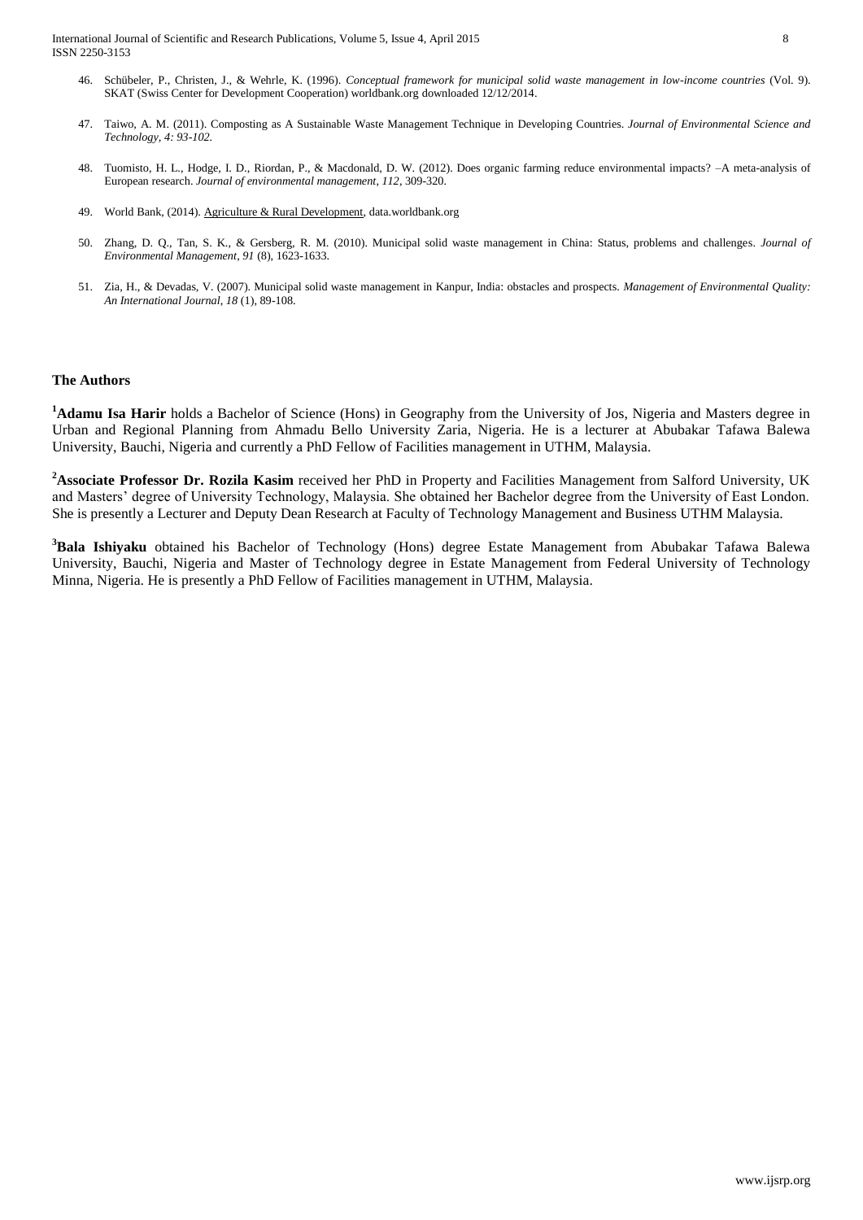46. Schübeler, P., Christen, J., & Wehrle, K. (1996). *Conceptual framework for municipal solid waste management in low-income countries* (Vol. 9). SKAT (Swiss Center for Development Cooperation) worldbank.org downloaded 12/12/2014.

47. Taiwo, A. M. (2011). Composting as A Sustainable Waste Management Technique in Developing Countries. *Journal of Environmental Science and Technology, 4: 93-102.*

48. Tuomisto, H. L., Hodge, I. D., Riordan, P., & Macdonald, D. W. (2012). Does organic farming reduce environmental impacts? –A meta-analysis of European research. *Journal of environmental management*, *112*, 309-320.

49. World Bank, (2014). Agriculture & Rural Development, data.worldbank.org

50. Zhang, D. Q., Tan, S. K., & Gersberg, R. M. (2010). Municipal solid waste management in China: Status, problems and challenges. *Journal of Environmental Management*, *91* (8), 1623-1633.

51. Zia, H., & Devadas, V. (2007). Municipal solid waste management in Kanpur, India: obstacles and prospects. *Management of Environmental Quality: An International Journal*, *18* (1), 89-108.

## The Authors

[1]**Adamu Isa Harir** holds a Bachelor of Science (Hons) in Geography from the University of Jos, Nigeria and Masters degree in Urban and Regional Planning from Ahmadu Bello University Zaria, Nigeria. He is a lecturer at Abubakar Tafawa Balewa University, Bauchi, Nigeria and currently a PhD Fellow of Facilities management in UTHM, Malaysia.

[2]**Associate Professor Dr. Rozila Kasim** received her PhD in Property and Facilities Management from Salford University, UK and Masters' degree of University Technology, Malaysia. She obtained her Bachelor degree from the University of East London. She is presently a Lecturer and Deputy Dean Research at Faculty of Technology Management and Business UTHM Malaysia.

[3]**Bala Ishiyaku** obtained his Bachelor of Technology (Hons) degree Estate Management from Abubakar Tafawa Balewa University, Bauchi, Nigeria and Master of Technology degree in Estate Management from Federal University of Technology Minna, Nigeria. He is presently a PhD Fellow of Facilities management in UTHM, Malaysia.